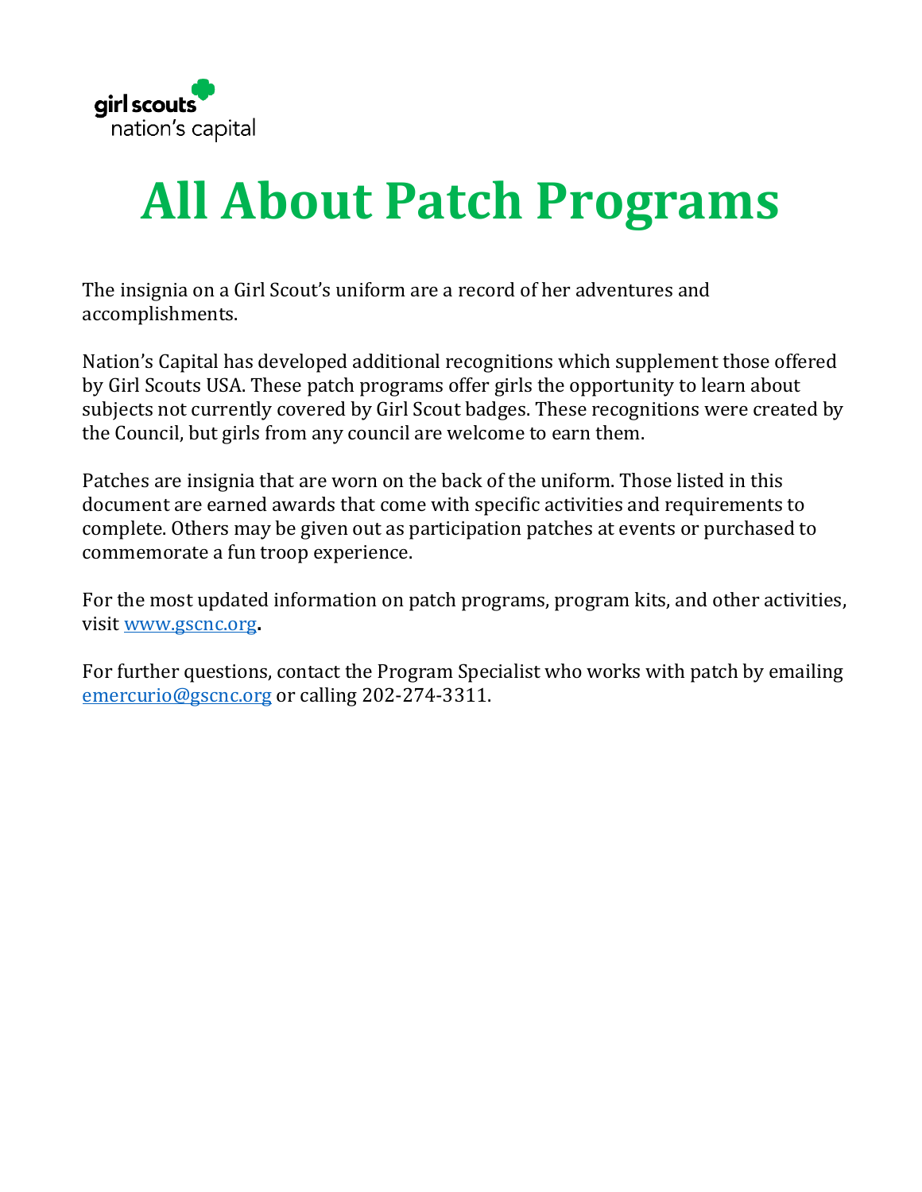girl scouts
nation's capital

# All About Patch Programs

The insignia on a Girl Scout's uniform are a record of her adventures and accomplishments.

Nation's Capital has developed additional recognitions which supplement those offered by Girl Scouts USA. These patch programs offer girls the opportunity to learn about subjects not currently covered by Girl Scout badges. These recognitions were created by the Council, but girls from any council are welcome to earn them.

Patches are insignia that are worn on the back of the uniform. Those listed in this document are earned awards that come with specific activities and requirements to complete. Others may be given out as participation patches at events or purchased to commemorate a fun troop experience.

For the most updated information on patch programs, program kits, and other activities, visit [www.gscnc.org](http://www.gscnc.org)**.**

For further questions, contact the Program Specialist who works with patch by emailing [emercurio@gscnc.org](mailto:emercurio@gscnc.org) or calling 202-274-3311.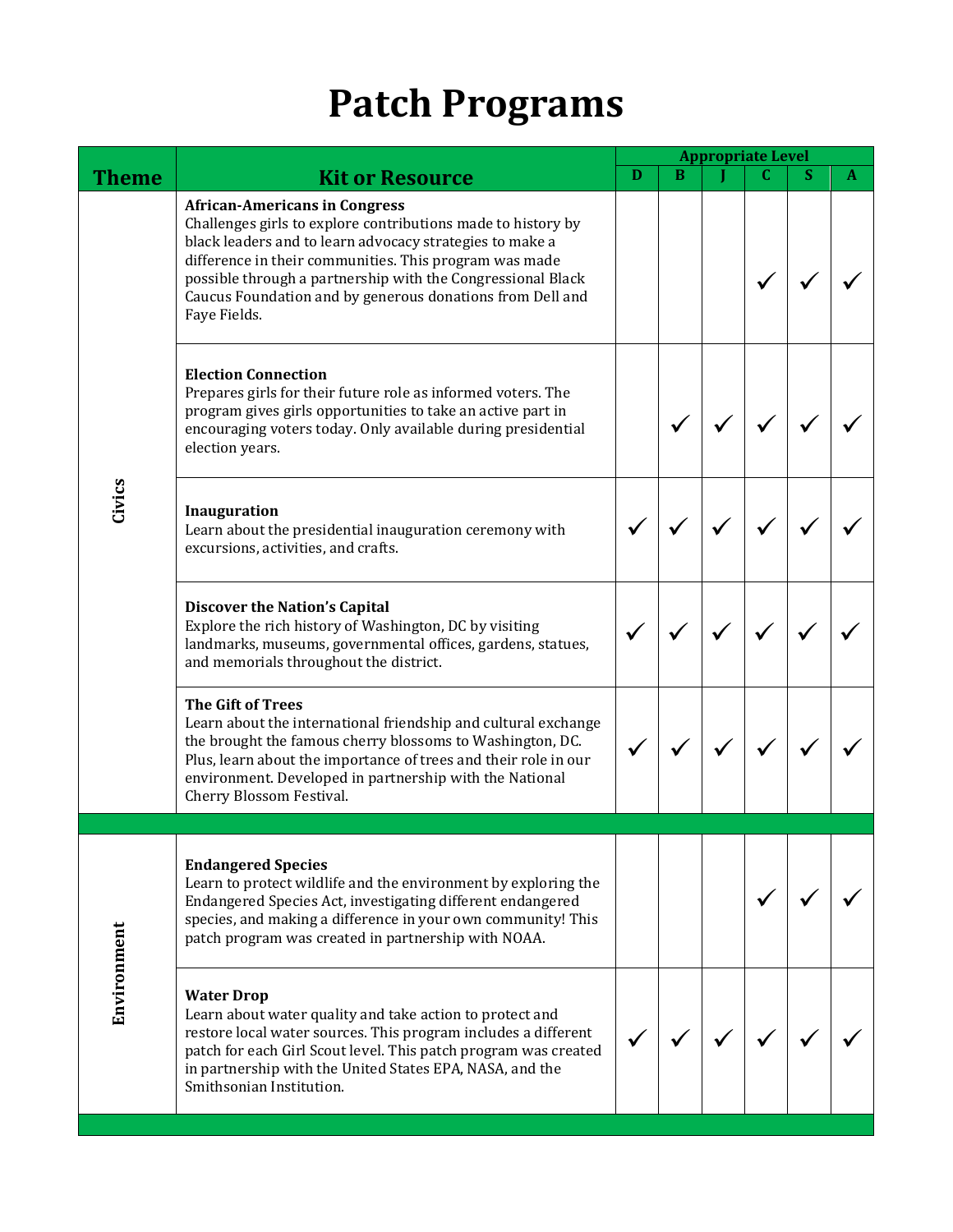# Patch Programs

| Theme | Kit or Resource | Appropriate Level | | | | | |
|---|---|---|---|---|---|---|---|
| | | D | B | J | C | S | A |
| Civics | **African-Americans in Congress**<br>Challenges girls to explore contributions made to history by black leaders and to learn advocacy strategies to make a difference in their communities. This program was made possible through a partnership with the Congressional Black Caucus Foundation and by generous donations from Dell and Faye Fields. | | | | ✓ | ✓ | ✓ |
| | **Election Connection**<br>Prepares girls for their future role as informed voters. The program gives girls opportunities to take an active part in encouraging voters today. Only available during presidential election years. | | ✓ | ✓ | ✓ | ✓ | ✓ |
| | **Inauguration**<br>Learn about the presidential inauguration ceremony with excursions, activities, and crafts. | ✓ | ✓ | ✓ | ✓ | ✓ | ✓ |
| | **Discover the Nation's Capital**<br>Explore the rich history of Washington, DC by visiting landmarks, museums, governmental offices, gardens, statues, and memorials throughout the district. | ✓ | ✓ | ✓ | ✓ | ✓ | ✓ |
| | **The Gift of Trees**<br>Learn about the international friendship and cultural exchange the brought the famous cherry blossoms to Washington, DC. Plus, learn about the importance of trees and their role in our environment. Developed in partnership with the National Cherry Blossom Festival. | ✓ | ✓ | ✓ | ✓ | ✓ | ✓ |
| Environment | **Endangered Species**<br>Learn to protect wildlife and the environment by exploring the Endangered Species Act, investigating different endangered species, and making a difference in your own community! This patch program was created in partnership with NOAA. | | | | ✓ | ✓ | ✓ |
| | **Water Drop**<br>Learn about water quality and take action to protect and restore local water sources. This program includes a different patch for each Girl Scout level. This patch program was created in partnership with the United States EPA, NASA, and the Smithsonian Institution. | ✓ | ✓ | ✓ | ✓ | ✓ | ✓ |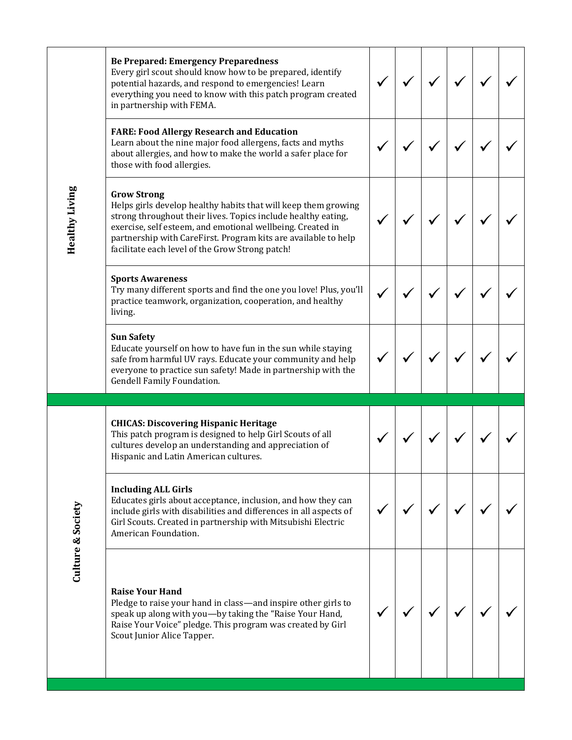| | | | | | | | |
|---|---|---|---|---|---|---|---|
| **Healthy Living** | **Be Prepared: Emergency Preparedness**<br>Every girl scout should know how to be prepared, identify potential hazards, and respond to emergencies! Learn everything you need to know with this patch program created in partnership with FEMA. | ✓ | ✓ | ✓ | ✓ | ✓ | ✓ |
| | **FARE: Food Allergy Research and Education**<br>Learn about the nine major food allergens, facts and myths about allergies, and how to make the world a safer place for those with food allergies. | ✓ | ✓ | ✓ | ✓ | ✓ | ✓ |
| | **Grow Strong**<br>Helps girls develop healthy habits that will keep them growing strong throughout their lives. Topics include healthy eating, exercise, self esteem, and emotional wellbeing. Created in partnership with CareFirst. Program kits are available to help facilitate each level of the Grow Strong patch! | ✓ | ✓ | ✓ | ✓ | ✓ | ✓ |
| | **Sports Awareness**<br>Try many different sports and find the one you love! Plus, you'll practice teamwork, organization, cooperation, and healthy living. | ✓ | ✓ | ✓ | ✓ | ✓ | ✓ |
| | **Sun Safety**<br>Educate yourself on how to have fun in the sun while staying safe from harmful UV rays. Educate your community and help everyone to practice sun safety! Made in partnership with the Gendell Family Foundation. | ✓ | ✓ | ✓ | ✓ | ✓ | ✓ |
| **Culture & Society** | **CHICAS: Discovering Hispanic Heritage**<br>This patch program is designed to help Girl Scouts of all cultures develop an understanding and appreciation of Hispanic and Latin American cultures. | ✓ | ✓ | ✓ | ✓ | ✓ | ✓ |
| | **Including ALL Girls**<br>Educates girls about acceptance, inclusion, and how they can include girls with disabilities and differences in all aspects of Girl Scouts. Created in partnership with Mitsubishi Electric American Foundation. | ✓ | ✓ | ✓ | ✓ | ✓ | ✓ |
| | **Raise Your Hand**<br>Pledge to raise your hand in class—and inspire other girls to speak up along with you—by taking the "Raise Your Hand, Raise Your Voice" pledge. This program was created by Girl Scout Junior Alice Tapper. | ✓ | ✓ | ✓ | ✓ | ✓ | ✓ |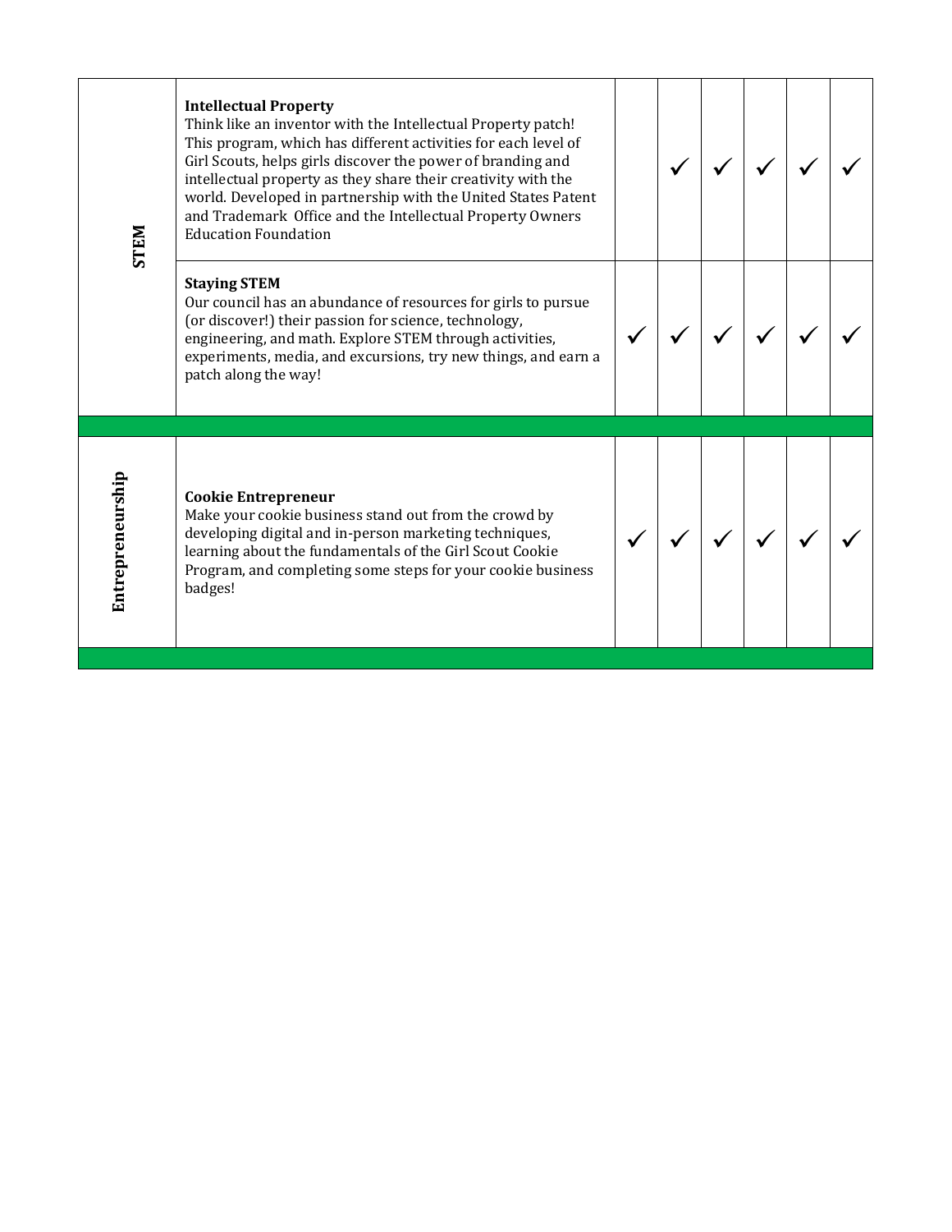| | | | | | | | |
|---|---|---|---|---|---|---|---|
| **STEM** | **Intellectual Property**<br>Think like an inventor with the Intellectual Property patch! This program, which has different activities for each level of Girl Scouts, helps girls discover the power of branding and intellectual property as they share their creativity with the world. Developed in partnership with the United States Patent and Trademark Office and the Intellectual Property Owners Education Foundation | | ✓ | ✓ | ✓ | ✓ | ✓ |
| | **Staying STEM**<br>Our council has an abundance of resources for girls to pursue (or discover!) their passion for science, technology, engineering, and math. Explore STEM through activities, experiments, media, and excursions, try new things, and earn a patch along the way! | ✓ | ✓ | ✓ | ✓ | ✓ | ✓ |
| | | | | | | | |
| **Entrepreneurship** | **Cookie Entrepreneur**<br>Make your cookie business stand out from the crowd by developing digital and in-person marketing techniques, learning about the fundamentals of the Girl Scout Cookie Program, and completing some steps for your cookie business badges! | ✓ | ✓ | ✓ | ✓ | ✓ | ✓ |